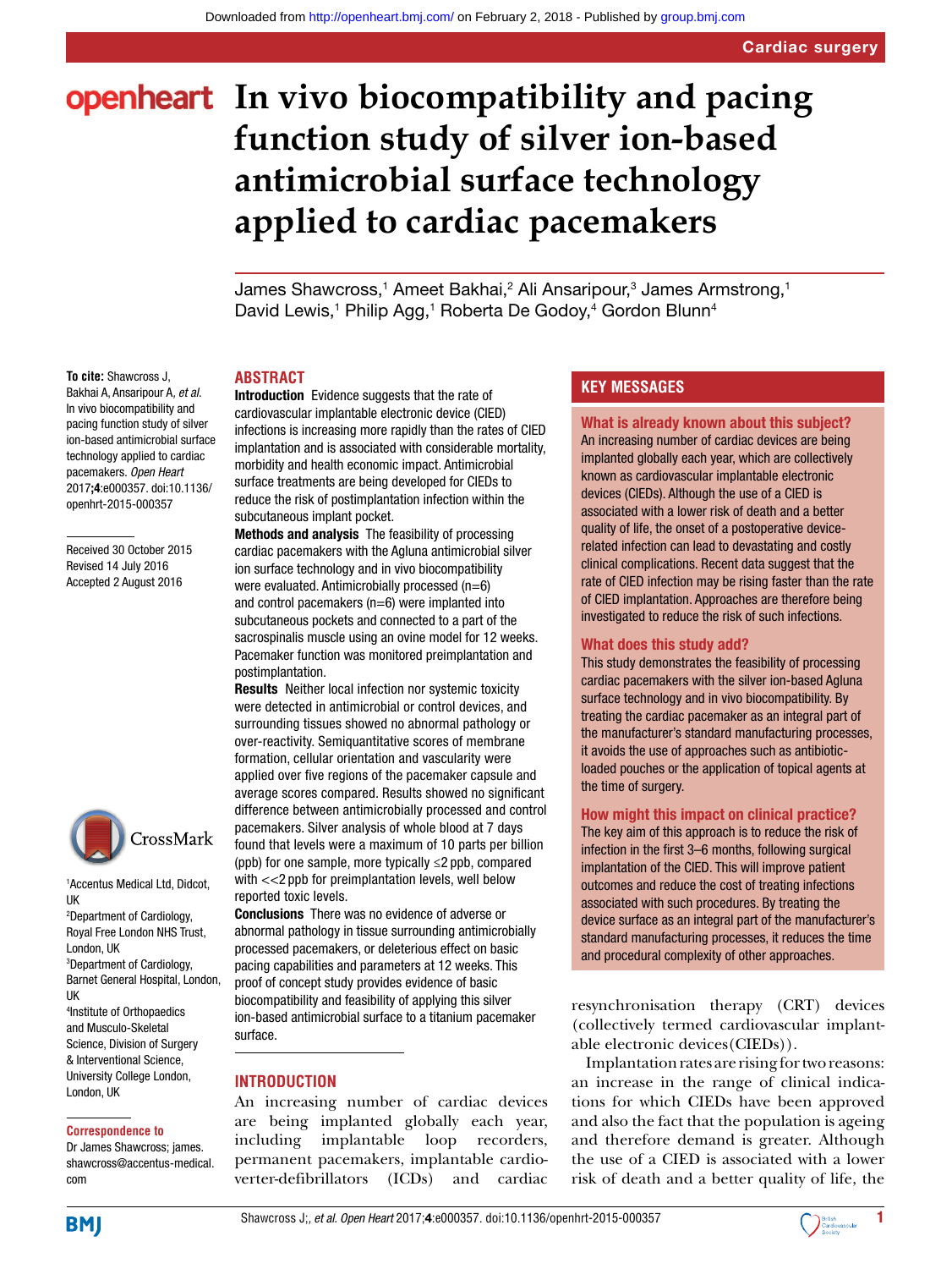# In vivo biocompatibility and pacing function study of silver ion-based antimicrobial surface technology applied to cardiac pacemakers

James Shawcross,[1] Ameet Bakhai,[2] Ali Ansaripour,[3] James Armstrong,[1] David Lewis,[1] Philip Agg,[1] Roberta De Godoy,[4] Gordon Blunn[4]

**To cite:** Shawcross J, Bakhai A, Ansaripour A, *et al*. In vivo biocompatibility and pacing function study of silver ion-based antimicrobial surface technology applied to cardiac pacemakers. *Open Heart* 2017;**4**:e000357. doi:10.1136/openhrt-2015-000357

Received 30 October 2015
Revised 14 July 2016
Accepted 2 August 2016

[1]Accentus Medical Ltd, Didcot, UK
[2]Department of Cardiology, Royal Free London NHS Trust, London, UK
[3]Department of Cardiology, Barnet General Hospital, London, UK
[4]Institute of Orthopaedics and Musculo-Skeletal Science, Division of Surgery & Interventional Science, University College London, London, UK

**Correspondence to**
Dr James Shawcross; james.shawcross@accentus-medical.com

## ABSTRACT

**Introduction** Evidence suggests that the rate of cardiovascular implantable electronic device (CIED) infections is increasing more rapidly than the rates of CIED implantation and is associated with considerable mortality, morbidity and health economic impact. Antimicrobial surface treatments are being developed for CIEDs to reduce the risk of postimplantation infection within the subcutaneous implant pocket.

**Methods and analysis** The feasibility of processing cardiac pacemakers with the Agluna antimicrobial silver ion surface technology and in vivo biocompatibility were evaluated. Antimicrobially processed (n=6) and control pacemakers (n=6) were implanted into subcutaneous pockets and connected to a part of the sacrospinalis muscle using an ovine model for 12 weeks. Pacemaker function was monitored preimplantation and postimplantation.

**Results** Neither local infection nor systemic toxicity were detected in antimicrobial or control devices, and surrounding tissues showed no abnormal pathology or over-reactivity. Semiquantitative scores of membrane formation, cellular orientation and vascularity were applied over five regions of the pacemaker capsule and average scores compared. Results showed no significant difference between antimicrobially processed and control pacemakers. Silver analysis of whole blood at 7 days found that levels were a maximum of 10 parts per billion (ppb) for one sample, more typically ≤2 ppb, compared with <<2 ppb for preimplantation levels, well below reported toxic levels.

**Conclusions** There was no evidence of adverse or abnormal pathology in tissue surrounding antimicrobially processed pacemakers, or deleterious effect on basic pacing capabilities and parameters at 12 weeks. This proof of concept study provides evidence of basic biocompatibility and feasibility of applying this silver ion-based antimicrobial surface to a titanium pacemaker surface.

## KEY MESSAGES

### What is already known about this subject?

An increasing number of cardiac devices are being implanted globally each year, which are collectively known as cardiovascular implantable electronic devices (CIEDs). Although the use of a CIED is associated with a lower risk of death and a better quality of life, the onset of a postoperative device-related infection can lead to devastating and costly clinical complications. Recent data suggest that the rate of CIED infection may be rising faster than the rate of CIED implantation. Approaches are therefore being investigated to reduce the risk of such infections.

### What does this study add?

This study demonstrates the feasibility of processing cardiac pacemakers with the silver ion-based Agluna surface technology and in vivo biocompatibility. By treating the cardiac pacemaker as an integral part of the manufacturer's standard manufacturing processes, it avoids the use of approaches such as antibiotic-loaded pouches or the application of topical agents at the time of surgery.

### How might this impact on clinical practice?

The key aim of this approach is to reduce the risk of infection in the first 3–6 months, following surgical implantation of the CIED. This will improve patient outcomes and reduce the cost of treating infections associated with such procedures. By treating the device surface as an integral part of the manufacturer's standard manufacturing processes, it reduces the time and procedural complexity of other approaches.

## INTRODUCTION

An increasing number of cardiac devices are being implanted globally each year, including implantable loop recorders, permanent pacemakers, implantable cardioverter-defibrillators (ICDs) and cardiac resynchronisation therapy (CRT) devices (collectively termed cardiovascular implantable electronic devices(CIEDs)).

Implantation rates are rising for two reasons: an increase in the range of clinical indications for which CIEDs have been approved and also the fact that the population is ageing and therefore demand is greater. Although the use of a CIED is associated with a lower risk of death and a better quality of life, the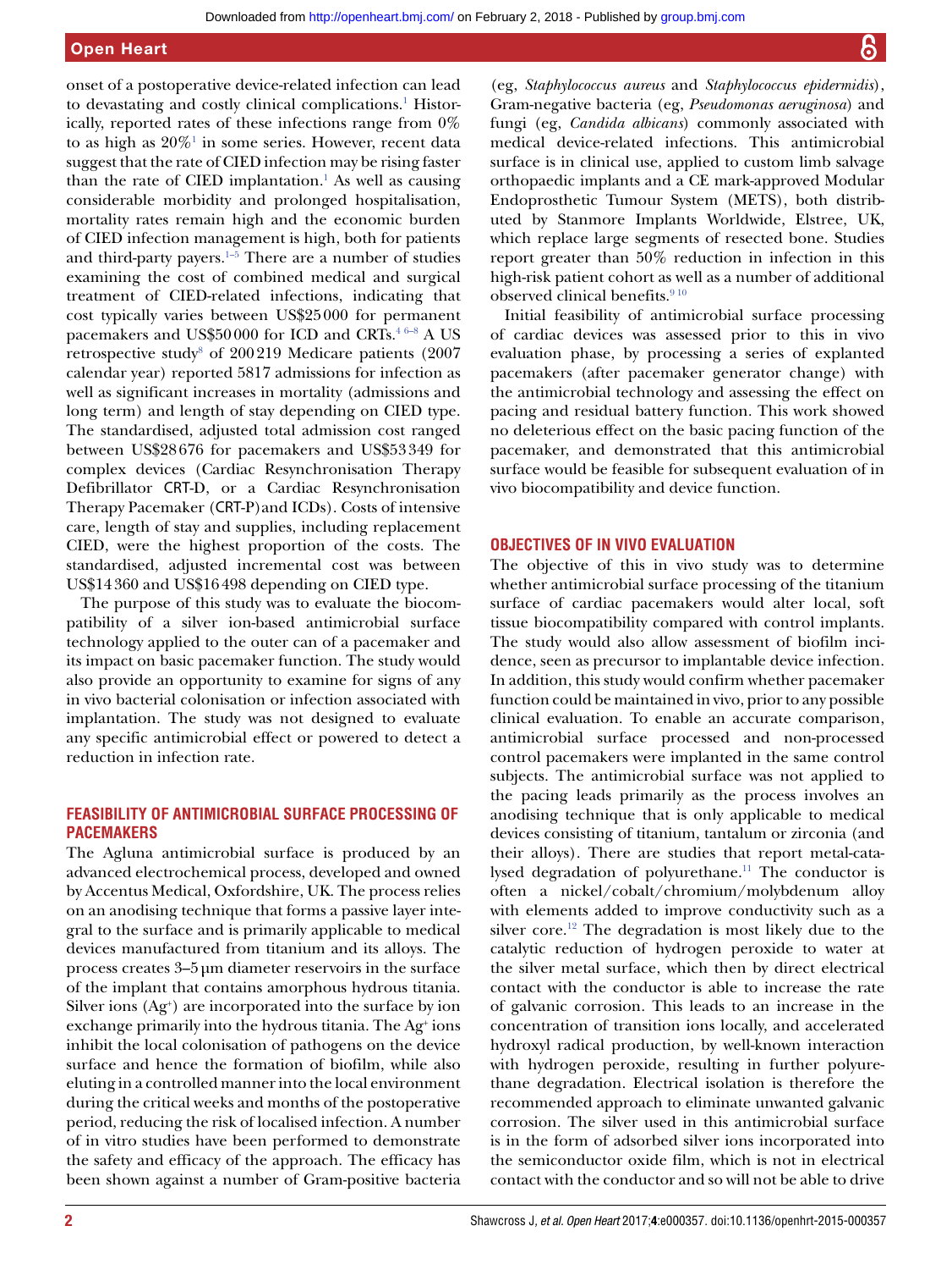onset of a postoperative device-related infection can lead to devastating and costly clinical complications.[1] Historically, reported rates of these infections range from 0% to as high as 20%[1] in some series. However, recent data suggest that the rate of CIED infection may be rising faster than the rate of CIED implantation.[1] As well as causing considerable morbidity and prolonged hospitalisation, mortality rates remain high and the economic burden of CIED infection management is high, both for patients and third-party payers.[1–5] There are a number of studies examining the cost of combined medical and surgical treatment of CIED-related infections, indicating that cost typically varies between US$25 000 for permanent pacemakers and US$50 000 for ICD and CRTs.[4 6–8] A US retrospective study[8] of 200 219 Medicare patients (2007 calendar year) reported 5817 admissions for infection as well as significant increases in mortality (admissions and long term) and length of stay depending on CIED type. The standardised, adjusted total admission cost ranged between US$28 676 for pacemakers and US$53 349 for complex devices (Cardiac Resynchronisation Therapy Defibrillator CRT-D, or a Cardiac Resynchronisation Therapy Pacemaker (CRT-P)and ICDs). Costs of intensive care, length of stay and supplies, including replacement CIED, were the highest proportion of the costs. The standardised, adjusted incremental cost was between US$14 360 and US$16 498 depending on CIED type.

The purpose of this study was to evaluate the biocompatibility of a silver ion-based antimicrobial surface technology applied to the outer can of a pacemaker and its impact on basic pacemaker function. The study would also provide an opportunity to examine for signs of any in vivo bacterial colonisation or infection associated with implantation. The study was not designed to evaluate any specific antimicrobial effect or powered to detect a reduction in infection rate.

## FEASIBILITY OF ANTIMICROBIAL SURFACE PROCESSING OF PACEMAKERS

The Agluna antimicrobial surface is produced by an advanced electrochemical process, developed and owned by Accentus Medical, Oxfordshire, UK. The process relies on an anodising technique that forms a passive layer integral to the surface and is primarily applicable to medical devices manufactured from titanium and its alloys. The process creates 3–5 µm diameter reservoirs in the surface of the implant that contains amorphous hydrous titania. Silver ions ($Ag^+$) are incorporated into the surface by ion exchange primarily into the hydrous titania. The $Ag^+$ ions inhibit the local colonisation of pathogens on the device surface and hence the formation of biofilm, while also eluting in a controlled manner into the local environment during the critical weeks and months of the postoperative period, reducing the risk of localised infection. A number of in vitro studies have been performed to demonstrate the safety and efficacy of the approach. The efficacy has been shown against a number of Gram-positive bacteria (eg, *Staphylococcus aureus* and *Staphylococcus epidermidis*), Gram-negative bacteria (eg, *Pseudomonas aeruginosa*) and fungi (eg, *Candida albicans*) commonly associated with medical device-related infections. This antimicrobial surface is in clinical use, applied to custom limb salvage orthopaedic implants and a CE mark-approved Modular Endoprosthetic Tumour System (METS), both distributed by Stanmore Implants Worldwide, Elstree, UK, which replace large segments of resected bone. Studies report greater than 50% reduction in infection in this high-risk patient cohort as well as a number of additional observed clinical benefits.[9 10]

Initial feasibility of antimicrobial surface processing of cardiac devices was assessed prior to this in vivo evaluation phase, by processing a series of explanted pacemakers (after pacemaker generator change) with the antimicrobial technology and assessing the effect on pacing and residual battery function. This work showed no deleterious effect on the basic pacing function of the pacemaker, and demonstrated that this antimicrobial surface would be feasible for subsequent evaluation of in vivo biocompatibility and device function.

## OBJECTIVES OF IN VIVO EVALUATION

The objective of this in vivo study was to determine whether antimicrobial surface processing of the titanium surface of cardiac pacemakers would alter local, soft tissue biocompatibility compared with control implants. The study would also allow assessment of biofilm incidence, seen as precursor to implantable device infection. In addition, this study would confirm whether pacemaker function could be maintained in vivo, prior to any possible clinical evaluation. To enable an accurate comparison, antimicrobial surface processed and non-processed control pacemakers were implanted in the same control subjects. The antimicrobial surface was not applied to the pacing leads primarily as the process involves an anodising technique that is only applicable to medical devices consisting of titanium, tantalum or zirconia (and their alloys). There are studies that report metal-catalysed degradation of polyurethane.[11] The conductor is often a nickel/cobalt/chromium/molybdenum alloy with elements added to improve conductivity such as a silver core.[12] The degradation is most likely due to the catalytic reduction of hydrogen peroxide to water at the silver metal surface, which then by direct electrical contact with the conductor is able to increase the rate of galvanic corrosion. This leads to an increase in the concentration of transition ions locally, and accelerated hydroxyl radical production, by well-known interaction with hydrogen peroxide, resulting in further polyurethane degradation. Electrical isolation is therefore the recommended approach to eliminate unwanted galvanic corrosion. The silver used in this antimicrobial surface is in the form of adsorbed silver ions incorporated into the semiconductor oxide film, which is not in electrical contact with the conductor and so will not be able to drive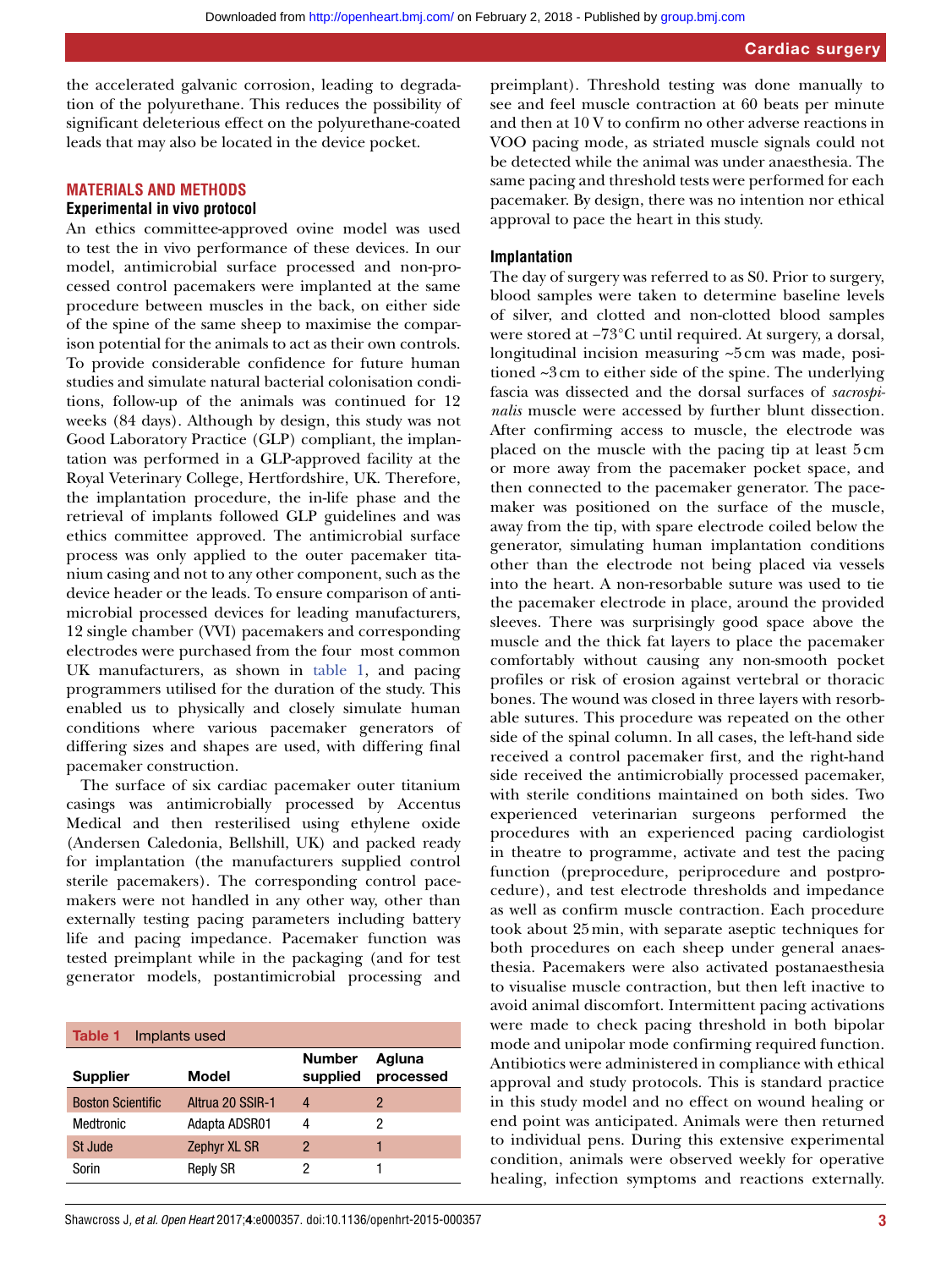the accelerated galvanic corrosion, leading to degradation of the polyurethane. This reduces the possibility of significant deleterious effect on the polyurethane-coated leads that may also be located in the device pocket.

## MATERIALS AND METHODS

### Experimental in vivo protocol

An ethics committee-approved ovine model was used to test the in vivo performance of these devices. In our model, antimicrobial surface processed and non-processed control pacemakers were implanted at the same procedure between muscles in the back, on either side of the spine of the same sheep to maximise the comparison potential for the animals to act as their own controls. To provide considerable confidence for future human studies and simulate natural bacterial colonisation conditions, follow-up of the animals was continued for 12 weeks (84 days). Although by design, this study was not Good Laboratory Practice (GLP) compliant, the implantation was performed in a GLP-approved facility at the Royal Veterinary College, Hertfordshire, UK. Therefore, the implantation procedure, the in-life phase and the retrieval of implants followed GLP guidelines and was ethics committee approved. The antimicrobial surface process was only applied to the outer pacemaker titanium casing and not to any other component, such as the device header or the leads. To ensure comparison of antimicrobial processed devices for leading manufacturers, 12 single chamber (VVI) pacemakers and corresponding electrodes were purchased from the four most common UK manufacturers, as shown in table 1, and pacing programmers utilised for the duration of the study. This enabled us to physically and closely simulate human conditions where various pacemaker generators of differing sizes and shapes are used, with differing final pacemaker construction.

The surface of six cardiac pacemaker outer titanium casings was antimicrobially processed by Accentus Medical and then resterilised using ethylene oxide (Andersen Caledonia, Bellshill, UK) and packed ready for implantation (the manufacturers supplied control sterile pacemakers). The corresponding control pacemakers were not handled in any other way, other than externally testing pacing parameters including battery life and pacing impedance. Pacemaker function was tested preimplant while in the packaging (and for test generator models, postantimicrobial processing and preimplant). Threshold testing was done manually to see and feel muscle contraction at 60 beats per minute and then at 10 V to confirm no other adverse reactions in VOO pacing mode, as striated muscle signals could not be detected while the animal was under anaesthesia. The same pacing and threshold tests were performed for each pacemaker. By design, there was no intention nor ethical approval to pace the heart in this study.

**Table 1** Implants used

| Supplier | Model | Number supplied | Agluna processed |
|---|---|---|---|
| Boston Scientific | Altrua 20 SSIR-1 | 4 | 2 |
| Medtronic | Adapta ADSR01 | 4 | 2 |
| St Jude | Zephyr XL SR | 2 | 1 |
| Sorin | Reply SR | 2 | 1 |

### Implantation

The day of surgery was referred to as S0. Prior to surgery, blood samples were taken to determine baseline levels of silver, and clotted and non-clotted blood samples were stored at −73°C until required. At surgery, a dorsal, longitudinal incision measuring ~5 cm was made, positioned ~3 cm to either side of the spine. The underlying fascia was dissected and the dorsal surfaces of *sacrospinalis* muscle were accessed by further blunt dissection. After confirming access to muscle, the electrode was placed on the muscle with the pacing tip at least 5 cm or more away from the pacemaker pocket space, and then connected to the pacemaker generator. The pacemaker was positioned on the surface of the muscle, away from the tip, with spare electrode coiled below the generator, simulating human implantation conditions other than the electrode not being placed via vessels into the heart. A non-resorbable suture was used to tie the pacemaker electrode in place, around the provided sleeves. There was surprisingly good space above the muscle and the thick fat layers to place the pacemaker comfortably without causing any non-smooth pocket profiles or risk of erosion against vertebral or thoracic bones. The wound was closed in three layers with resorbable sutures. This procedure was repeated on the other side of the spinal column. In all cases, the left-hand side received a control pacemaker first, and the right-hand side received the antimicrobially processed pacemaker, with sterile conditions maintained on both sides. Two experienced veterinarian surgeons performed the procedures with an experienced pacing cardiologist in theatre to programme, activate and test the pacing function (preprocedure, periprocedure and postprocedure), and test electrode thresholds and impedance as well as confirm muscle contraction. Each procedure took about 25 min, with separate aseptic techniques for both procedures on each sheep under general anaesthesia. Pacemakers were also activated postanaesthesia to visualise muscle contraction, but then left inactive to avoid animal discomfort. Intermittent pacing activations were made to check pacing threshold in both bipolar mode and unipolar mode confirming required function. Antibiotics were administered in compliance with ethical approval and study protocols. This is standard practice in this study model and no effect on wound healing or end point was anticipated. Animals were then returned to individual pens. During this extensive experimental condition, animals were observed weekly for operative healing, infection symptoms and reactions externally.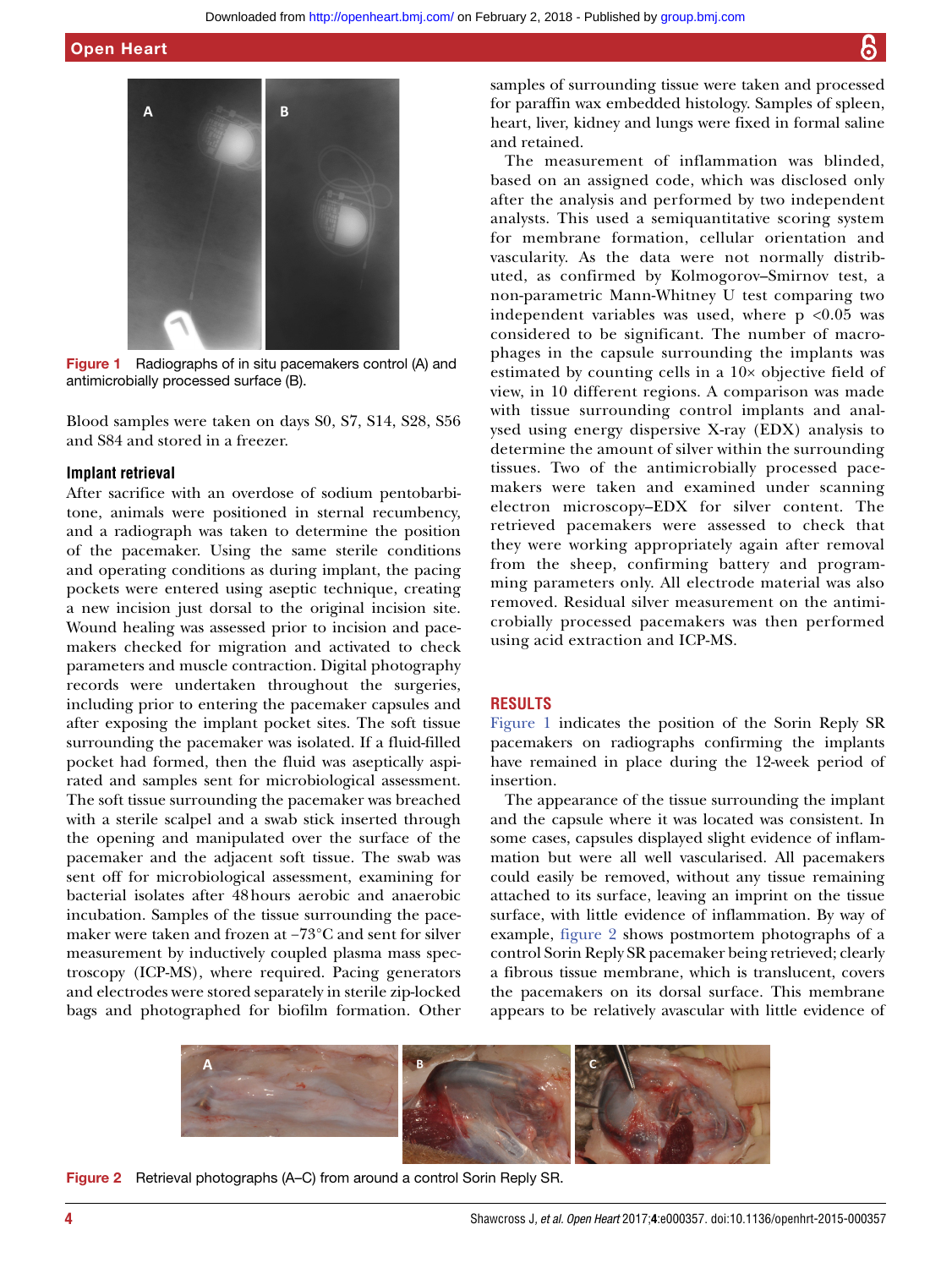Figure 1 Radiographs of in situ pacemakers control (A) and antimicrobially processed surface (B).

Blood samples were taken on days S0, S7, S14, S28, S56 and S84 and stored in a freezer.

### Implant retrieval

After sacrifice with an overdose of sodium pentobarbitone, animals were positioned in sternal recumbency, and a radiograph was taken to determine the position of the pacemaker. Using the same sterile conditions and operating conditions as during implant, the pacing pockets were entered using aseptic technique, creating a new incision just dorsal to the original incision site. Wound healing was assessed prior to incision and pacemakers checked for migration and activated to check parameters and muscle contraction. Digital photography records were undertaken throughout the surgeries, including prior to entering the pacemaker capsules and after exposing the implant pocket sites. The soft tissue surrounding the pacemaker was isolated. If a fluid-filled pocket had formed, then the fluid was aseptically aspirated and samples sent for microbiological assessment. The soft tissue surrounding the pacemaker was breached with a sterile scalpel and a swab stick inserted through the opening and manipulated over the surface of the pacemaker and the adjacent soft tissue. The swab was sent off for microbiological assessment, examining for bacterial isolates after 48 hours aerobic and anaerobic incubation. Samples of the tissue surrounding the pacemaker were taken and frozen at −73°C and sent for silver measurement by inductively coupled plasma mass spectroscopy (ICP-MS), where required. Pacing generators and electrodes were stored separately in sterile zip-locked bags and photographed for biofilm formation. Other samples of surrounding tissue were taken and processed for paraffin wax embedded histology. Samples of spleen, heart, liver, kidney and lungs were fixed in formal saline and retained.

The measurement of inflammation was blinded, based on an assigned code, which was disclosed only after the analysis and performed by two independent analysts. This used a semiquantitative scoring system for membrane formation, cellular orientation and vascularity. As the data were not normally distributed, as confirmed by Kolmogorov–Smirnov test, a non-parametric Mann-Whitney U test comparing two independent variables was used, where $p < 0.05$ was considered to be significant. The number of macrophages in the capsule surrounding the implants was estimated by counting cells in a 10× objective field of view, in 10 different regions. A comparison was made with tissue surrounding control implants and analysed using energy dispersive X-ray (EDX) analysis to determine the amount of silver within the surrounding tissues. Two of the antimicrobially processed pacemakers were taken and examined under scanning electron microscopy–EDX for silver content. The retrieved pacemakers were assessed to check that they were working appropriately again after removal from the sheep, confirming battery and programming parameters only. All electrode material was also removed. Residual silver measurement on the antimicrobially processed pacemakers was then performed using acid extraction and ICP-MS.

## RESULTS

Figure 1 indicates the position of the Sorin Reply SR pacemakers on radiographs confirming the implants have remained in place during the 12-week period of insertion.

The appearance of the tissue surrounding the implant and the capsule where it was located was consistent. In some cases, capsules displayed slight evidence of inflammation but were all well vascularised. All pacemakers could easily be removed, without any tissue remaining attached to its surface, leaving an imprint on the tissue surface, with little evidence of inflammation. By way of example, figure 2 shows postmortem photographs of a control Sorin Reply SR pacemaker being retrieved; clearly a fibrous tissue membrane, which is translucent, covers the pacemakers on its dorsal surface. This membrane appears to be relatively avascular with little evidence of

Figure 2 Retrieval photographs (A–C) from around a control Sorin Reply SR.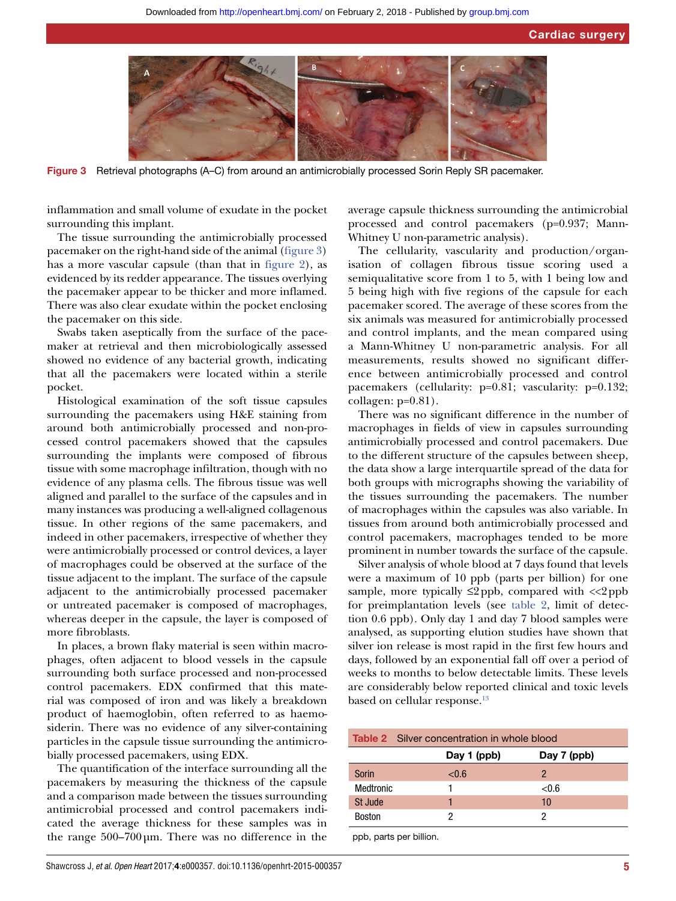Figure 3 Retrieval photographs (A–C) from around an antimicrobially processed Sorin Reply SR pacemaker.

inflammation and small volume of exudate in the pocket surrounding this implant.

The tissue surrounding the antimicrobially processed pacemaker on the right-hand side of the animal (figure 3) has a more vascular capsule (than that in figure 2), as evidenced by its redder appearance. The tissues overlying the pacemaker appear to be thicker and more inflamed. There was also clear exudate within the pocket enclosing the pacemaker on this side.

Swabs taken aseptically from the surface of the pacemaker at retrieval and then microbiologically assessed showed no evidence of any bacterial growth, indicating that all the pacemakers were located within a sterile pocket.

Histological examination of the soft tissue capsules surrounding the pacemakers using H&E staining from around both antimicrobially processed and non-processed control pacemakers showed that the capsules surrounding the implants were composed of fibrous tissue with some macrophage infiltration, though with no evidence of any plasma cells. The fibrous tissue was well aligned and parallel to the surface of the capsules and in many instances was producing a well-aligned collagenous tissue. In other regions of the same pacemakers, and indeed in other pacemakers, irrespective of whether they were antimicrobially processed or control devices, a layer of macrophages could be observed at the surface of the tissue adjacent to the implant. The surface of the capsule adjacent to the antimicrobially processed pacemaker or untreated pacemaker is composed of macrophages, whereas deeper in the capsule, the layer is composed of more fibroblasts.

In places, a brown flaky material is seen within macrophages, often adjacent to blood vessels in the capsule surrounding both surface processed and non-processed control pacemakers. EDX confirmed that this material was composed of iron and was likely a breakdown product of haemoglobin, often referred to as haemosiderin. There was no evidence of any silver-containing particles in the capsule tissue surrounding the antimicrobially processed pacemakers, using EDX.

The quantification of the interface surrounding all the pacemakers by measuring the thickness of the capsule and a comparison made between the tissues surrounding antimicrobial processed and control pacemakers indicated the average thickness for these samples was in the range 500–700 µm. There was no difference in the average capsule thickness surrounding the antimicrobial processed and control pacemakers (p=0.937; Mann-Whitney U non-parametric analysis).

The cellularity, vascularity and production/organisation of collagen fibrous tissue scoring used a semiqualitative score from 1 to 5, with 1 being low and 5 being high with five regions of the capsule for each pacemaker scored. The average of these scores from the six animals was measured for antimicrobially processed and control implants, and the mean compared using a Mann-Whitney U non-parametric analysis. For all measurements, results showed no significant difference between antimicrobially processed and control pacemakers (cellularity: p=0.81; vascularity: p=0.132; collagen: p=0.81).

There was no significant difference in the number of macrophages in fields of view in capsules surrounding antimicrobially processed and control pacemakers. Due to the different structure of the capsules between sheep, the data show a large interquartile spread of the data for both groups with micrographs showing the variability of the tissues surrounding the pacemakers. The number of macrophages within the capsules was also variable. In tissues from around both antimicrobially processed and control pacemakers, macrophages tended to be more prominent in number towards the surface of the capsule.

Silver analysis of whole blood at 7 days found that levels were a maximum of 10 ppb (parts per billion) for one sample, more typically ≤2 ppb, compared with <<2 ppb for preimplantation levels (see table 2, limit of detection 0.6 ppb). Only day 1 and day 7 blood samples were analysed, as supporting elution studies have shown that silver ion release is most rapid in the first few hours and days, followed by an exponential fall off over a period of weeks to months to below detectable limits. These levels are considerably below reported clinical and toxic levels based on cellular response.[13]

**Table 2** Silver concentration in whole blood

| | Day 1 (ppb) | Day 7 (ppb) |
|---|---|---|
| Sorin | <0.6 | 2 |
| Medtronic | 1 | <0.6 |
| St Jude | 1 | 10 |
| Boston | 2 | 2 |

ppb, parts per billion.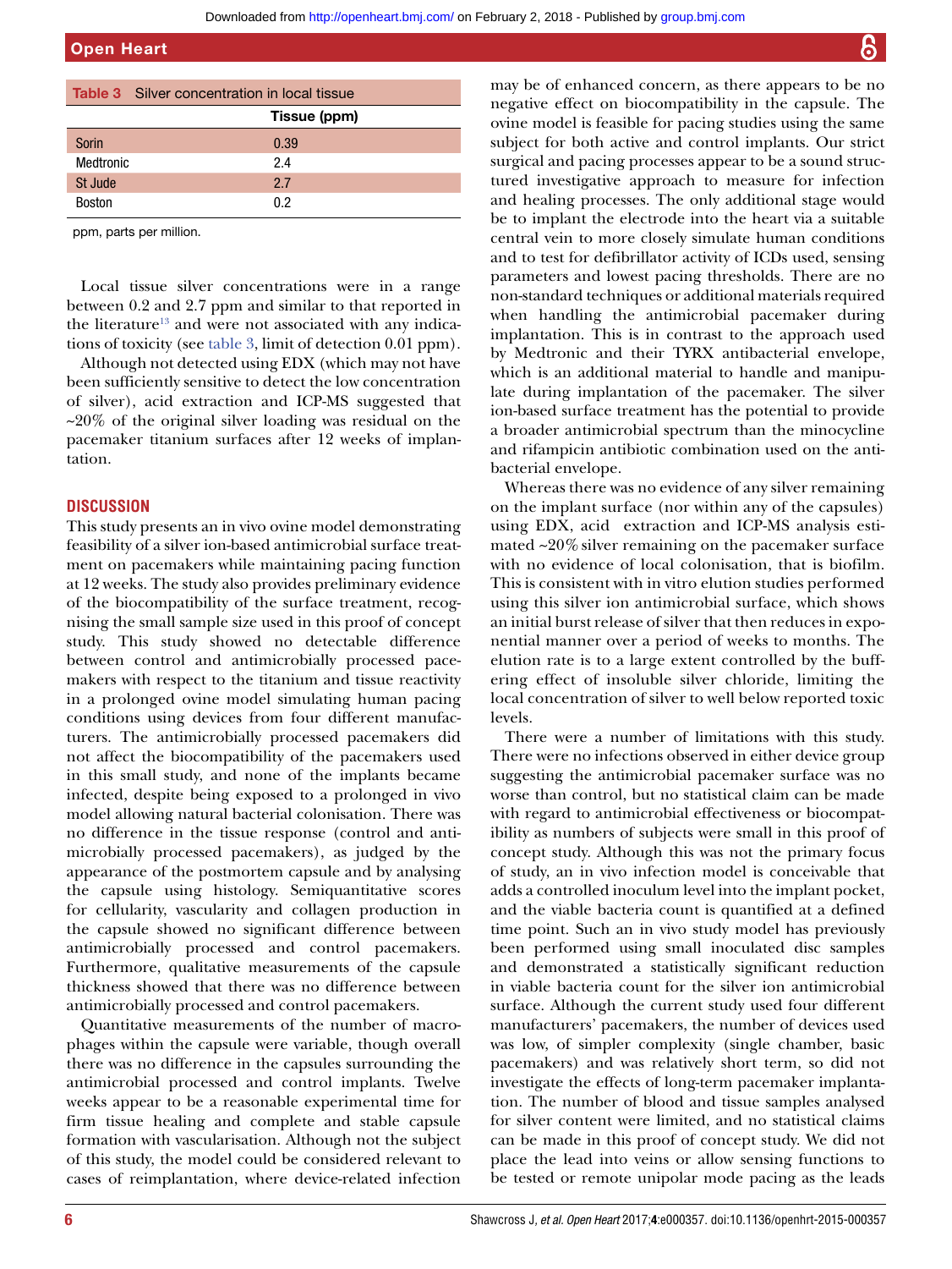**Table 3** Silver concentration in local tissue

| | Tissue (ppm) |
|---|---|
| Sorin | 0.39 |
| Medtronic | 2.4 |
| St Jude | 2.7 |
| Boston | 0.2 |

ppm, parts per million.

Local tissue silver concentrations were in a range between 0.2 and 2.7 ppm and similar to that reported in the literature[13] and were not associated with any indications of toxicity (see table 3, limit of detection 0.01 ppm).

Although not detected using EDX (which may not have been sufficiently sensitive to detect the low concentration of silver), acid extraction and ICP-MS suggested that ~20% of the original silver loading was residual on the pacemaker titanium surfaces after 12 weeks of implantation.

## DISCUSSION

This study presents an in vivo ovine model demonstrating feasibility of a silver ion-based antimicrobial surface treatment on pacemakers while maintaining pacing function at 12 weeks. The study also provides preliminary evidence of the biocompatibility of the surface treatment, recognising the small sample size used in this proof of concept study. This study showed no detectable difference between control and antimicrobially processed pacemakers with respect to the titanium and tissue reactivity in a prolonged ovine model simulating human pacing conditions using devices from four different manufacturers. The antimicrobially processed pacemakers did not affect the biocompatibility of the pacemakers used in this small study, and none of the implants became infected, despite being exposed to a prolonged in vivo model allowing natural bacterial colonisation. There was no difference in the tissue response (control and antimicrobially processed pacemakers), as judged by the appearance of the postmortem capsule and by analysing the capsule using histology. Semiquantitative scores for cellularity, vascularity and collagen production in the capsule showed no significant difference between antimicrobially processed and control pacemakers. Furthermore, qualitative measurements of the capsule thickness showed that there was no difference between antimicrobially processed and control pacemakers.

Quantitative measurements of the number of macrophages within the capsule were variable, though overall there was no difference in the capsules surrounding the antimicrobial processed and control implants. Twelve weeks appear to be a reasonable experimental time for firm tissue healing and complete and stable capsule formation with vascularisation. Although not the subject of this study, the model could be considered relevant to cases of reimplantation, where device-related infection may be of enhanced concern, as there appears to be no negative effect on biocompatibility in the capsule. The ovine model is feasible for pacing studies using the same subject for both active and control implants. Our strict surgical and pacing processes appear to be a sound structured investigative approach to measure for infection and healing processes. The only additional stage would be to implant the electrode into the heart via a suitable central vein to more closely simulate human conditions and to test for defibrillator activity of ICDs used, sensing parameters and lowest pacing thresholds. There are no non-standard techniques or additional materials required when handling the antimicrobial pacemaker during implantation. This is in contrast to the approach used by Medtronic and their TYRX antibacterial envelope, which is an additional material to handle and manipulate during implantation of the pacemaker. The silver ion-based surface treatment has the potential to provide a broader antimicrobial spectrum than the minocycline and rifampicin antibiotic combination used on the antibacterial envelope.

Whereas there was no evidence of any silver remaining on the implant surface (nor within any of the capsules) using EDX, acid extraction and ICP-MS analysis estimated ~20% silver remaining on the pacemaker surface with no evidence of local colonisation, that is biofilm. This is consistent with in vitro elution studies performed using this silver ion antimicrobial surface, which shows an initial burst release of silver that then reduces in exponential manner over a period of weeks to months. The elution rate is to a large extent controlled by the buffering effect of insoluble silver chloride, limiting the local concentration of silver to well below reported toxic levels.

There were a number of limitations with this study. There were no infections observed in either device group suggesting the antimicrobial pacemaker surface was no worse than control, but no statistical claim can be made with regard to antimicrobial effectiveness or biocompatibility as numbers of subjects were small in this proof of concept study. Although this was not the primary focus of study, an in vivo infection model is conceivable that adds a controlled inoculum level into the implant pocket, and the viable bacteria count is quantified at a defined time point. Such an in vivo study model has previously been performed using small inoculated disc samples and demonstrated a statistically significant reduction in viable bacteria count for the silver ion antimicrobial surface. Although the current study used four different manufacturers' pacemakers, the number of devices used was low, of simpler complexity (single chamber, basic pacemakers) and was relatively short term, so did not investigate the effects of long-term pacemaker implantation. The number of blood and tissue samples analysed for silver content were limited, and no statistical claims can be made in this proof of concept study. We did not place the lead into veins or allow sensing functions to be tested or remote unipolar mode pacing as the leads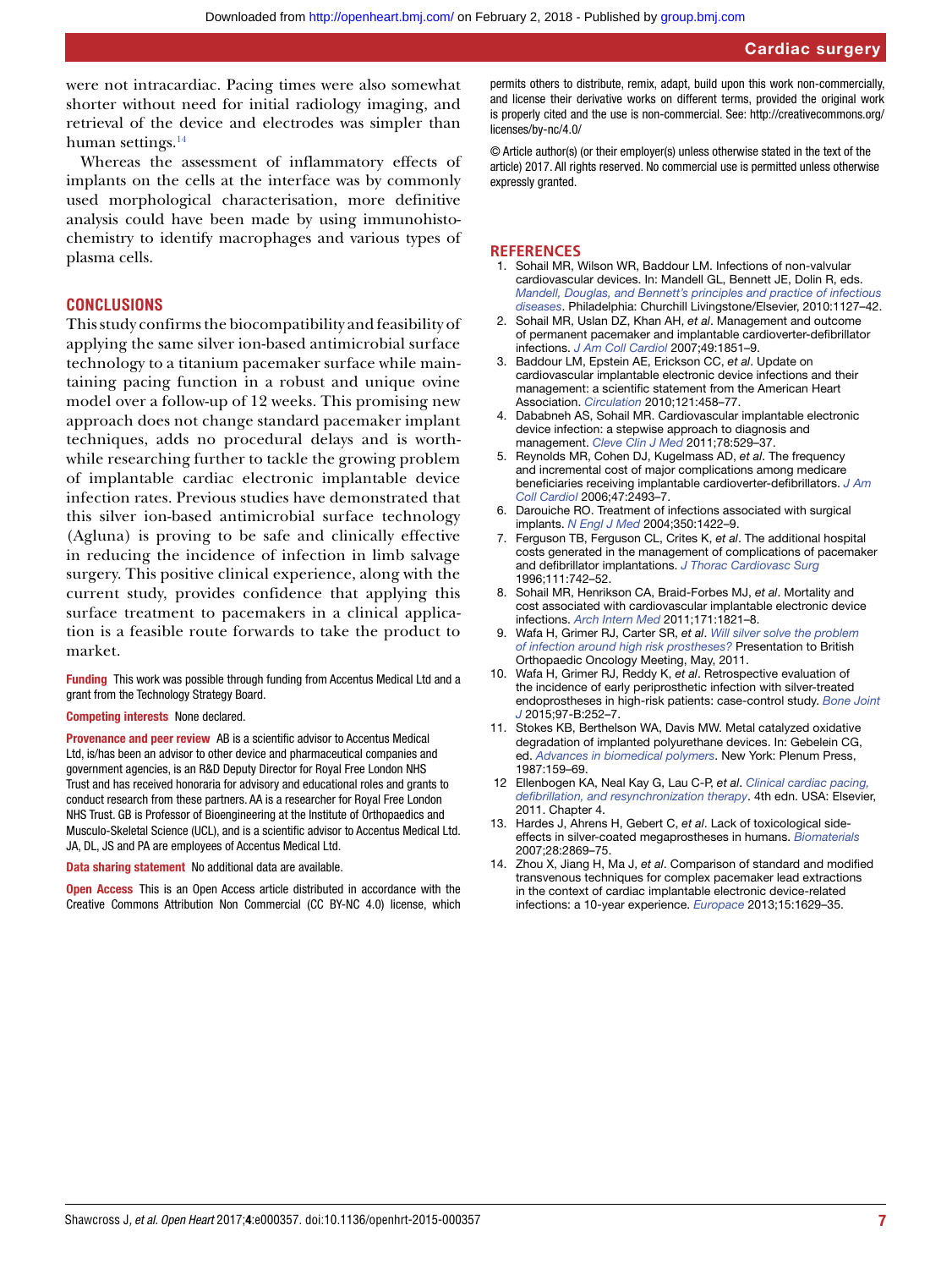were not intracardiac. Pacing times were also somewhat shorter without need for initial radiology imaging, and retrieval of the device and electrodes was simpler than human settings.[14]

Whereas the assessment of inflammatory effects of implants on the cells at the interface was by commonly used morphological characterisation, more definitive analysis could have been made by using immunohistochemistry to identify macrophages and various types of plasma cells.

## CONCLUSIONS

This study confirms the biocompatibility and feasibility of applying the same silver ion-based antimicrobial surface technology to a titanium pacemaker surface while maintaining pacing function in a robust and unique ovine model over a follow-up of 12 weeks. This promising new approach does not change standard pacemaker implant techniques, adds no procedural delays and is worthwhile researching further to tackle the growing problem of implantable cardiac electronic implantable device infection rates. Previous studies have demonstrated that this silver ion-based antimicrobial surface technology (Agluna) is proving to be safe and clinically effective in reducing the incidence of infection in limb salvage surgery. This positive clinical experience, along with the current study, provides confidence that applying this surface treatment to pacemakers in a clinical application is a feasible route forwards to take the product to market.

**Funding** This work was possible through funding from Accentus Medical Ltd and a grant from the Technology Strategy Board.

**Competing interests** None declared.

**Provenance and peer review** AB is a scientific advisor to Accentus Medical Ltd, is/has been an advisor to other device and pharmaceutical companies and government agencies, is an R&D Deputy Director for Royal Free London NHS Trust and has received honoraria for advisory and educational roles and grants to conduct research from these partners. AA is a researcher for Royal Free London NHS Trust. GB is Professor of Bioengineering at the Institute of Orthopaedics and Musculo-Skeletal Science (UCL), and is a scientific advisor to Accentus Medical Ltd. JA, DL, JS and PA are employees of Accentus Medical Ltd.

**Data sharing statement** No additional data are available.

**Open Access** This is an Open Access article distributed in accordance with the Creative Commons Attribution Non Commercial (CC BY-NC 4.0) license, which permits others to distribute, remix, adapt, build upon this work non-commercially, and license their derivative works on different terms, provided the original work is properly cited and the use is non-commercial. See: http://creativecommons.org/licenses/by-nc/4.0/

© Article author(s) (or their employer(s) unless otherwise stated in the text of the article) 2017. All rights reserved. No commercial use is permitted unless otherwise expressly granted.

## REFERENCES

1. Sohail MR, Wilson WR, Baddour LM. Infections of non-valvular cardiovascular devices. In: Mandell GL, Bennett JE, Dolin R, eds. *Mandell, Douglas, and Bennett's principles and practice of infectious diseases*. Philadelphia: Churchill Livingstone/Elsevier, 2010:1127–42.
2. Sohail MR, Uslan DZ, Khan AH, *et al*. Management and outcome of permanent pacemaker and implantable cardioverter-defibrillator infections. *J Am Coll Cardiol* 2007;49:1851–9.
3. Baddour LM, Epstein AE, Erickson CC, *et al*. Update on cardiovascular implantable electronic device infections and their management: a scientific statement from the American Heart Association. *Circulation* 2010;121:458–77.
4. Dababneh AS, Sohail MR. Cardiovascular implantable electronic device infection: a stepwise approach to diagnosis and management. *Cleve Clin J Med* 2011;78:529–37.
5. Reynolds MR, Cohen DJ, Kugelmass AD, *et al*. The frequency and incremental cost of major complications among medicare beneficiaries receiving implantable cardioverter-defibrillators. *J Am Coll Cardiol* 2006;47:2493–7.
6. Darouiche RO. Treatment of infections associated with surgical implants. *N Engl J Med* 2004;350:1422–9.
7. Ferguson TB, Ferguson CL, Crites K, *et al*. The additional hospital costs generated in the management of complications of pacemaker and defibrillator implantations. *J Thorac Cardiovasc Surg* 1996;111:742–52.
8. Sohail MR, Henrikson CA, Braid-Forbes MJ, *et al*. Mortality and cost associated with cardiovascular implantable electronic device infections. *Arch Intern Med* 2011;171:1821–8.
9. Wafa H, Grimer RJ, Carter SR, *et al*. *Will silver solve the problem of infection around high risk prostheses?* Presentation to British Orthopaedic Oncology Meeting, May, 2011.
10. Wafa H, Grimer RJ, Reddy K, *et al*. Retrospective evaluation of the incidence of early periprosthetic infection with silver-treated endoprostheses in high-risk patients: case-control study. *Bone Joint J* 2015;97-B:252–7.
11. Stokes KB, Berthelson WA, Davis MW. Metal catalyzed oxidative degradation of implanted polyurethane devices. In: Gebelein CG, ed. *Advances in biomedical polymers*. New York: Plenum Press, 1987:159–69.
12. Ellenbogen KA, Neal Kay G, Lau C-P, *et al*. *Clinical cardiac pacing, defibrillation, and resynchronization therapy*. 4th edn. USA: Elsevier, 2011. Chapter 4.
13. Hardes J, Ahrens H, Gebert C, *et al*. Lack of toxicological side-effects in silver-coated megaprostheses in humans. *Biomaterials* 2007;28:2869–75.
14. Zhou X, Jiang H, Ma J, *et al*. Comparison of standard and modified transvenous techniques for complex pacemaker lead extractions in the context of cardiac implantable electronic device-related infections: a 10-year experience. *Europace* 2013;15:1629–35.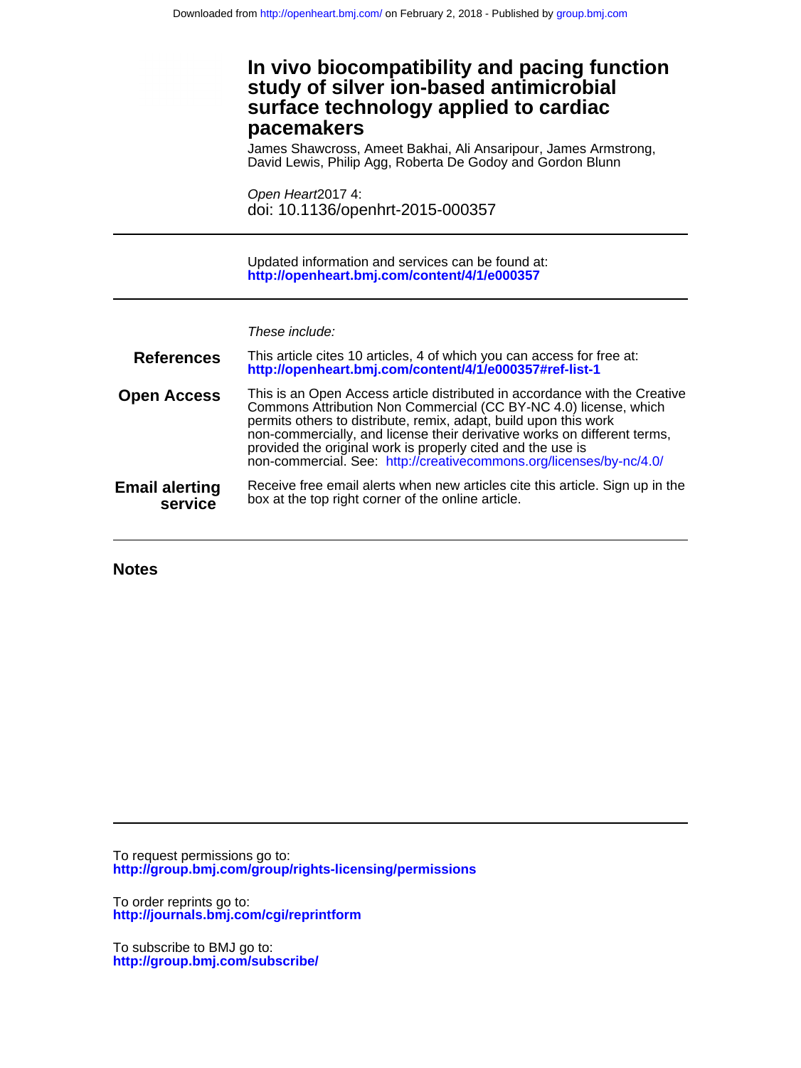# In vivo biocompatibility and pacing function study of silver ion-based antimicrobial surface technology applied to cardiac pacemakers

James Shawcross, Ameet Bakhai, Ali Ansaripour, James Armstrong, David Lewis, Philip Agg, Roberta De Godoy and Gordon Blunn

*Open Heart*2017 4:
doi: 10.1136/openhrt-2015-000357

---

Updated information and services can be found at:
**http://openheart.bmj.com/content/4/1/e000357**

---

*These include:*

**References**
This article cites 10 articles, 4 of which you can access for free at:
**http://openheart.bmj.com/content/4/1/e000357#ref-list-1**

**Open Access**
This is an Open Access article distributed in accordance with the Creative Commons Attribution Non Commercial (CC BY-NC 4.0) license, which permits others to distribute, remix, adapt, build upon this work non-commercially, and license their derivative works on different terms, provided the original work is properly cited and the use is non-commercial. See: http://creativecommons.org/licenses/by-nc/4.0/

**Email alerting service**
Receive free email alerts when new articles cite this article. Sign up in the box at the top right corner of the online article.

---

## Notes

---

To request permissions go to:
**http://group.bmj.com/group/rights-licensing/permissions**

To order reprints go to:
**http://journals.bmj.com/cgi/reprintform**

To subscribe to BMJ go to:
**http://group.bmj.com/subscribe/**